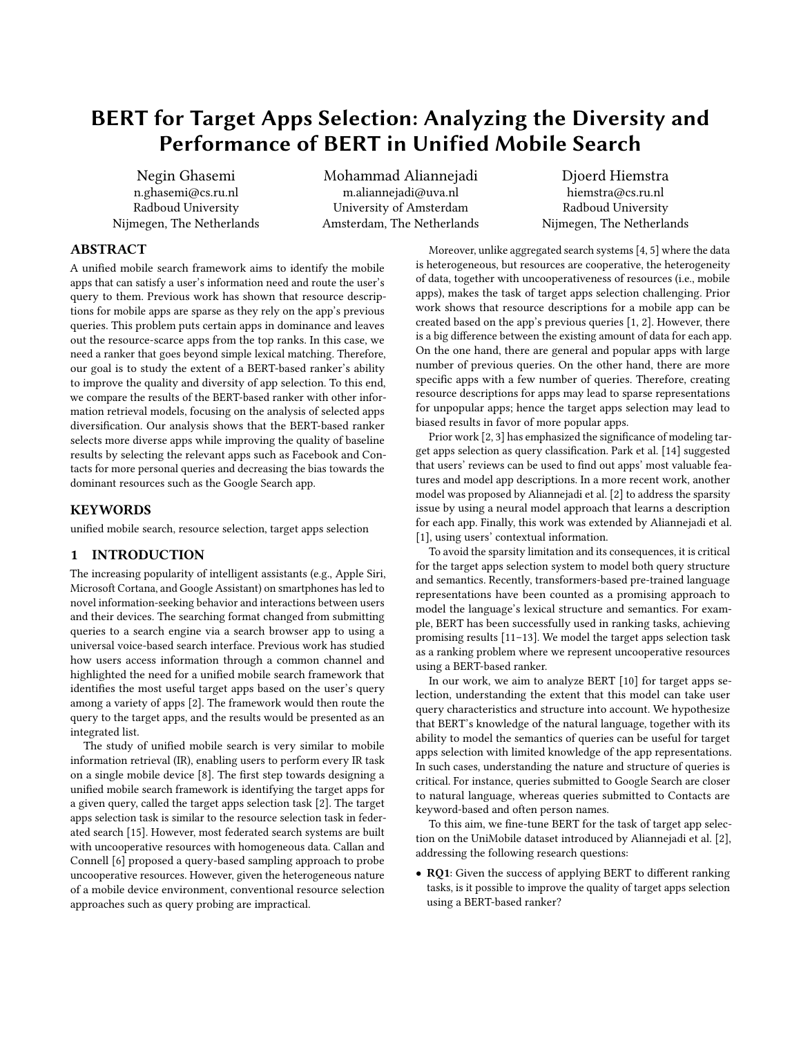# BERT for Target Apps Selection: Analyzing the Diversity and Performance of BERT in Unified Mobile Search

Negin Ghasemi
n.ghasemi@cs.ru.nl
Radboud University
Nijmegen, The Netherlands

Mohammad Aliannejadi
m.aliannejadi@uva.nl
University of Amsterdam
Amsterdam, The Netherlands

Djoerd Hiemstra
hiemstra@cs.ru.nl
Radboud University
Nijmegen, The Netherlands

## ABSTRACT

A unified mobile search framework aims to identify the mobile apps that can satisfy a user's information need and route the user's query to them. Previous work has shown that resource descriptions for mobile apps are sparse as they rely on the app's previous queries. This problem puts certain apps in dominance and leaves out the resource-scarce apps from the top ranks. In this case, we need a ranker that goes beyond simple lexical matching. Therefore, our goal is to study the extent of a BERT-based ranker's ability to improve the quality and diversity of app selection. To this end, we compare the results of the BERT-based ranker with other information retrieval models, focusing on the analysis of selected apps diversification. Our analysis shows that the BERT-based ranker selects more diverse apps while improving the quality of baseline results by selecting the relevant apps such as Facebook and Contacts for more personal queries and decreasing the bias towards the dominant resources such as the Google Search app.

## KEYWORDS

unified mobile search, resource selection, target apps selection

## 1 INTRODUCTION

The increasing popularity of intelligent assistants (e.g., Apple Siri, Microsoft Cortana, and Google Assistant) on smartphones has led to novel information-seeking behavior and interactions between users and their devices. The searching format changed from submitting queries to a search engine via a search browser app to using a universal voice-based search interface. Previous work has studied how users access information through a common channel and highlighted the need for a unified mobile search framework that identifies the most useful target apps based on the user's query among a variety of apps [2]. The framework would then route the query to the target apps, and the results would be presented as an integrated list.

The study of unified mobile search is very similar to mobile information retrieval (IR), enabling users to perform every IR task on a single mobile device [8]. The first step towards designing a unified mobile search framework is identifying the target apps for a given query, called the target apps selection task [2]. The target apps selection task is similar to the resource selection task in federated search [15]. However, most federated search systems are built with uncooperative resources with homogeneous data. Callan and Connell [6] proposed a query-based sampling approach to probe uncooperative resources. However, given the heterogeneous nature of a mobile device environment, conventional resource selection approaches such as query probing are impractical.

Moreover, unlike aggregated search systems [4, 5] where the data is heterogeneous, but resources are cooperative, the heterogeneity of data, together with uncooperativeness of resources (i.e., mobile apps), makes the task of target apps selection challenging. Prior work shows that resource descriptions for a mobile app can be created based on the app's previous queries [1, 2]. However, there is a big difference between the existing amount of data for each app. On the one hand, there are general and popular apps with large number of previous queries. On the other hand, there are more specific apps with a few number of queries. Therefore, creating resource descriptions for apps may lead to sparse representations for unpopular apps; hence the target apps selection may lead to biased results in favor of more popular apps.

Prior work [2, 3] has emphasized the significance of modeling target apps selection as query classification. Park et al. [14] suggested that users' reviews can be used to find out apps' most valuable features and model app descriptions. In a more recent work, another model was proposed by Aliannejadi et al. [2] to address the sparsity issue by using a neural model approach that learns a description for each app. Finally, this work was extended by Aliannejadi et al. [1], using users' contextual information.

To avoid the sparsity limitation and its consequences, it is critical for the target apps selection system to model both query structure and semantics. Recently, transformers-based pre-trained language representations have been counted as a promising approach to model the language's lexical structure and semantics. For example, BERT has been successfully used in ranking tasks, achieving promising results [11–13]. We model the target apps selection task as a ranking problem where we represent uncooperative resources using a BERT-based ranker.

In our work, we aim to analyze BERT [10] for target apps selection, understanding the extent that this model can take user query characteristics and structure into account. We hypothesize that BERT's knowledge of the natural language, together with its ability to model the semantics of queries can be useful for target apps selection with limited knowledge of the app representations. In such cases, understanding the nature and structure of queries is critical. For instance, queries submitted to Google Search are closer to natural language, whereas queries submitted to Contacts are keyword-based and often person names.

To this aim, we fine-tune BERT for the task of target app selection on the UniMobile dataset introduced by Aliannejadi et al. [2], addressing the following research questions:

- **RQ1**: Given the success of applying BERT to different ranking tasks, is it possible to improve the quality of target apps selection using a BERT-based ranker?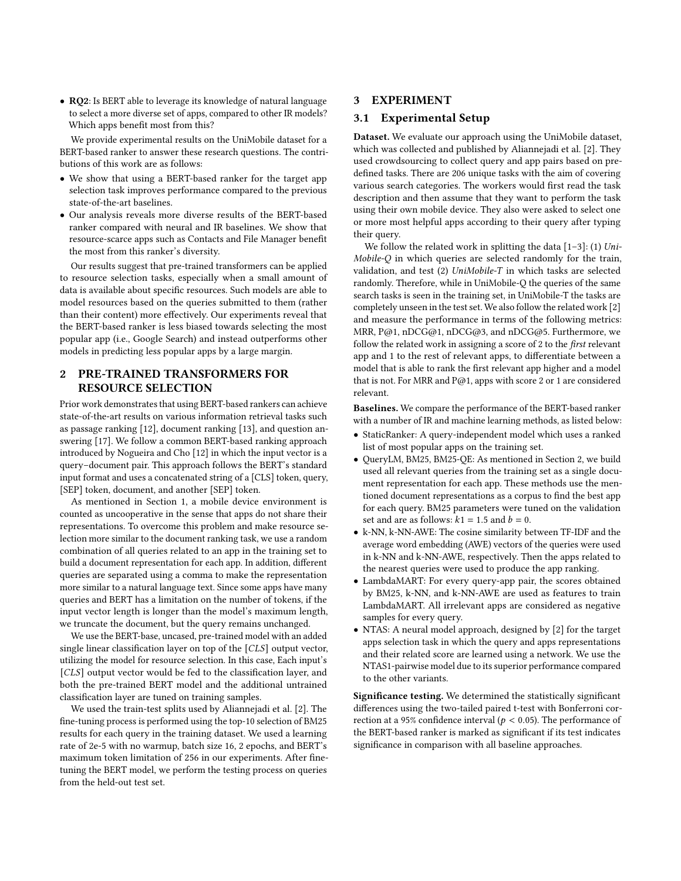- **RQ2**: Is BERT able to leverage its knowledge of natural language to select a more diverse set of apps, compared to other IR models? Which apps benefit most from this?

We provide experimental results on the UniMobile dataset for a BERT-based ranker to answer these research questions. The contributions of this work are as follows:

- We show that using a BERT-based ranker for the target app selection task improves performance compared to the previous state-of-the-art baselines.
- Our analysis reveals more diverse results of the BERT-based ranker compared with neural and IR baselines. We show that resource-scarce apps such as Contacts and File Manager benefit the most from this ranker's diversity.

Our results suggest that pre-trained transformers can be applied to resource selection tasks, especially when a small amount of data is available about specific resources. Such models are able to model resources based on the queries submitted to them (rather than their content) more effectively. Our experiments reveal that the BERT-based ranker is less biased towards selecting the most popular app (i.e., Google Search) and instead outperforms other models in predicting less popular apps by a large margin.

## 2 PRE-TRAINED TRANSFORMERS FOR RESOURCE SELECTION

Prior work demonstrates that using BERT-based rankers can achieve state-of-the-art results on various information retrieval tasks such as passage ranking [12], document ranking [13], and question answering [17]. We follow a common BERT-based ranking approach introduced by Nogueira and Cho [12] in which the input vector is a query–document pair. This approach follows the BERT's standard input format and uses a concatenated string of a [CLS] token, query, [SEP] token, document, and another [SEP] token.

As mentioned in Section 1, a mobile device environment is counted as uncooperative in the sense that apps do not share their representations. To overcome this problem and make resource selection more similar to the document ranking task, we use a random combination of all queries related to an app in the training set to build a document representation for each app. In addition, different queries are separated using a comma to make the representation more similar to a natural language text. Since some apps have many queries and BERT has a limitation on the number of tokens, if the input vector length is longer than the model's maximum length, we truncate the document, but the query remains unchanged.

We use the BERT-base, uncased, pre-trained model with an added single linear classification layer on top of the [*CLS*] output vector, utilizing the model for resource selection. In this case, Each input's [*CLS*] output vector would be fed to the classification layer, and both the pre-trained BERT model and the additional untrained classification layer are tuned on training samples.

We used the train-test splits used by Aliannejadi et al. [2]. The fine-tuning process is performed using the top-10 selection of BM25 results for each query in the training dataset. We used a learning rate of 2e-5 with no warmup, batch size 16, 2 epochs, and BERT's maximum token limitation of 256 in our experiments. After fine-tuning the BERT model, we perform the testing process on queries from the held-out test set.

## 3 EXPERIMENT

### 3.1 Experimental Setup

**Dataset.** We evaluate our approach using the UniMobile dataset, which was collected and published by Aliannejadi et al. [2]. They used crowdsourcing to collect query and app pairs based on predefined tasks. There are 206 unique tasks with the aim of covering various search categories. The workers would first read the task description and then assume that they want to perform the task using their own mobile device. They also were asked to select one or more most helpful apps according to their query after typing their query.

We follow the related work in splitting the data [1–3]: (1) *UniMobile-Q* in which queries are selected randomly for the train, validation, and test (2) *UniMobile-T* in which tasks are selected randomly. Therefore, while in UniMobile-Q the queries of the same search tasks is seen in the training set, in UniMobile-T the tasks are completely unseen in the test set. We also follow the related work [2] and measure the performance in terms of the following metrics: MRR, P@1, nDCG@1, nDCG@3, and nDCG@5. Furthermore, we follow the related work in assigning a score of 2 to the *first* relevant app and 1 to the rest of relevant apps, to differentiate between a model that is able to rank the first relevant app higher and a model that is not. For MRR and P@1, apps with score 2 or 1 are considered relevant.

**Baselines.** We compare the performance of the BERT-based ranker with a number of IR and machine learning methods, as listed below:

- StaticRanker: A query-independent model which uses a ranked list of most popular apps on the training set.
- QueryLM, BM25, BM25-QE: As mentioned in Section 2, we build used all relevant queries from the training set as a single document representation for each app. These methods use the mentioned document representations as a corpus to find the best app for each query. BM25 parameters were tuned on the validation set and are as follows: $k1 = 1.5$ and $b = 0$.
- k-NN, k-NN-AWE: The cosine similarity between TF-IDF and the average word embedding (AWE) vectors of the queries were used in k-NN and k-NN-AWE, respectively. Then the apps related to the nearest queries were used to produce the app ranking.
- LambdaMART: For every query-app pair, the scores obtained by BM25, k-NN, and k-NN-AWE are used as features to train LambdaMART. All irrelevant apps are considered as negative samples for every query.
- NTAS: A neural model approach, designed by [2] for the target apps selection task in which the query and apps representations and their related score are learned using a network. We use the NTAS1-pairwise model due to its superior performance compared to the other variants.

**Significance testing.** We determined the statistically significant differences using the two-tailed paired t-test with Bonferroni correction at a 95% confidence interval ($p < 0.05$). The performance of the BERT-based ranker is marked as significant if its test indicates significance in comparison with all baseline approaches.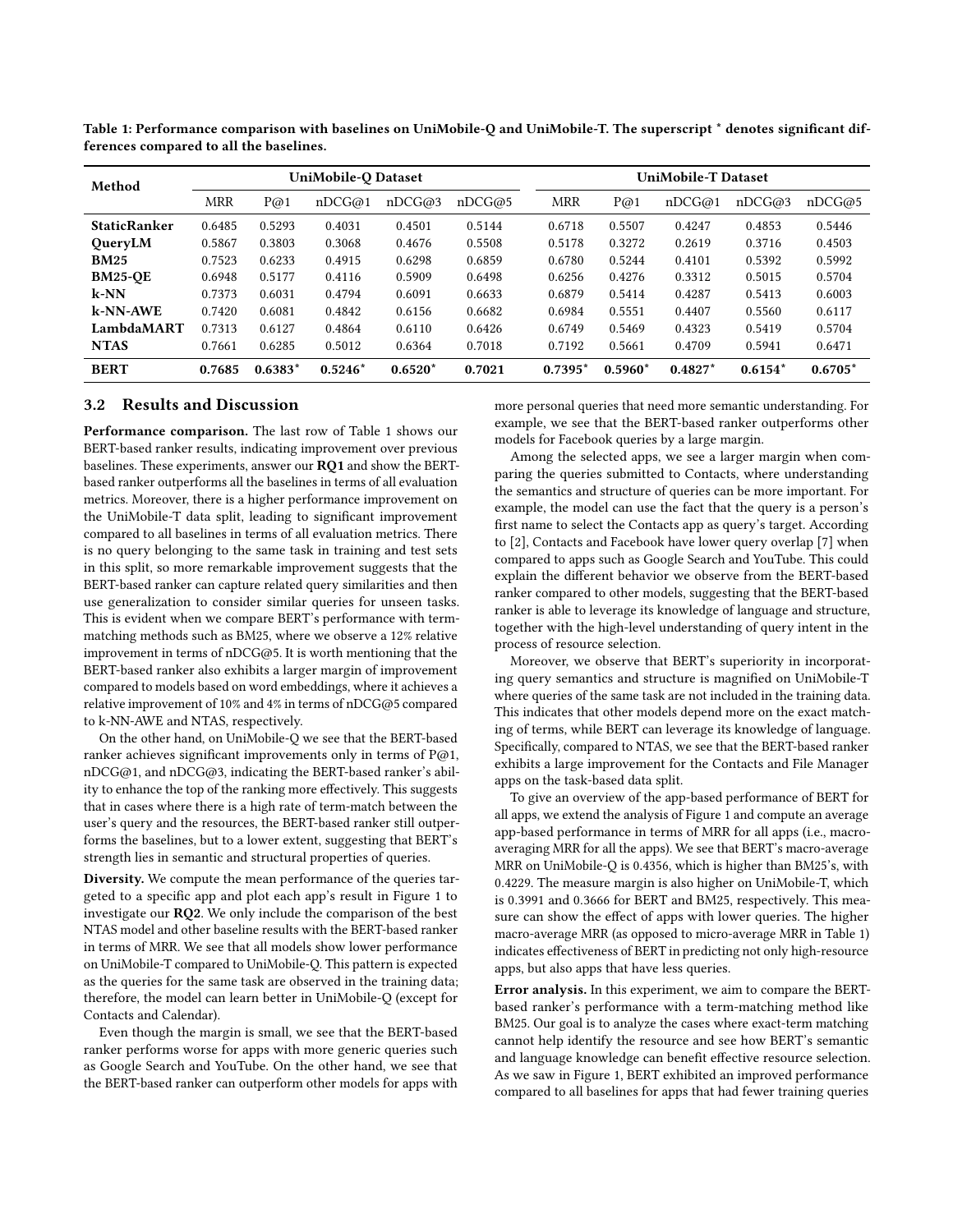Table 1: Performance comparison with baselines on UniMobile-Q and UniMobile-T. The superscript * denotes significant differences compared to all the baselines.

| Method | UniMobile-Q Dataset | | | | | UniMobile-T Dataset | | | | |
|---|---|---|---|---|---|---|---|---|---|---|
| | MRR | P@1 | nDCG@1 | nDCG@3 | nDCG@5 | MRR | P@1 | nDCG@1 | nDCG@3 | nDCG@5 |
| **StaticRanker** | 0.6485 | 0.5293 | 0.4031 | 0.4501 | 0.5144 | 0.6718 | 0.5507 | 0.4247 | 0.4853 | 0.5446 |
| **QueryLM** | 0.5867 | 0.3803 | 0.3068 | 0.4676 | 0.5508 | 0.5178 | 0.3272 | 0.2619 | 0.3716 | 0.4503 |
| **BM25** | 0.7523 | 0.6233 | 0.4915 | 0.6298 | 0.6859 | 0.6780 | 0.5244 | 0.4101 | 0.5392 | 0.5992 |
| **BM25-QE** | 0.6948 | 0.5177 | 0.4116 | 0.5909 | 0.6498 | 0.6256 | 0.4276 | 0.3312 | 0.5015 | 0.5704 |
| **k-NN** | 0.7373 | 0.6031 | 0.4794 | 0.6091 | 0.6633 | 0.6879 | 0.5414 | 0.4287 | 0.5413 | 0.6003 |
| **k-NN-AWE** | 0.7420 | 0.6081 | 0.4842 | 0.6156 | 0.6682 | 0.6984 | 0.5551 | 0.4407 | 0.5560 | 0.6117 |
| **LambdaMART** | 0.7313 | 0.6127 | 0.4864 | 0.6110 | 0.6426 | 0.6749 | 0.5469 | 0.4323 | 0.5419 | 0.5704 |
| **NTAS** | 0.7661 | 0.6285 | 0.5012 | 0.6364 | 0.7018 | 0.7192 | 0.5661 | 0.4709 | 0.5941 | 0.6471 |
| **BERT** | **0.7685** | **0.6383*** | **0.5246*** | **0.6520*** | **0.7021** | **0.7395*** | **0.5960*** | **0.4827*** | **0.6154*** | **0.6705*** |

## 3.2 Results and Discussion

**Performance comparison.** The last row of Table 1 shows our BERT-based ranker results, indicating improvement over previous baselines. These experiments, answer our **RQ1** and show the BERT-based ranker outperforms all the baselines in terms of all evaluation metrics. Moreover, there is a higher performance improvement on the UniMobile-T data split, leading to significant improvement compared to all baselines in terms of all evaluation metrics. There is no query belonging to the same task in training and test sets in this split, so more remarkable improvement suggests that the BERT-based ranker can capture related query similarities and then use generalization to consider similar queries for unseen tasks. This is evident when we compare BERT's performance with term-matching methods such as BM25, where we observe a 12% relative improvement in terms of nDCG@5. It is worth mentioning that the BERT-based ranker also exhibits a larger margin of improvement compared to models based on word embeddings, where it achieves a relative improvement of 10% and 4% in terms of nDCG@5 compared to k-NN-AWE and NTAS, respectively.

On the other hand, on UniMobile-Q we see that the BERT-based ranker achieves significant improvements only in terms of P@1, nDCG@1, and nDCG@3, indicating the BERT-based ranker's ability to enhance the top of the ranking more effectively. This suggests that in cases where there is a high rate of term-match between the user's query and the resources, the BERT-based ranker still outperforms the baselines, but to a lower extent, suggesting that BERT's strength lies in semantic and structural properties of queries.

**Diversity.** We compute the mean performance of the queries targeted to a specific app and plot each app's result in Figure 1 to investigate our **RQ2**. We only include the comparison of the best NTAS model and other baseline results with the BERT-based ranker in terms of MRR. We see that all models show lower performance on UniMobile-T compared to UniMobile-Q. This pattern is expected as the queries for the same task are observed in the training data; therefore, the model can learn better in UniMobile-Q (except for Contacts and Calendar).

Even though the margin is small, we see that the BERT-based ranker performs worse for apps with more generic queries such as Google Search and YouTube. On the other hand, we see that the BERT-based ranker can outperform other models for apps with more personal queries that need more semantic understanding. For example, we see that the BERT-based ranker outperforms other models for Facebook queries by a large margin.

Among the selected apps, we see a larger margin when comparing the queries submitted to Contacts, where understanding the semantics and structure of queries can be more important. For example, the model can use the fact that the query is a person's first name to select the Contacts app as query's target. According to [2], Contacts and Facebook have lower query overlap [7] when compared to apps such as Google Search and YouTube. This could explain the different behavior we observe from the BERT-based ranker compared to other models, suggesting that the BERT-based ranker is able to leverage its knowledge of language and structure, together with the high-level understanding of query intent in the process of resource selection.

Moreover, we observe that BERT's superiority in incorporating query semantics and structure is magnified on UniMobile-T where queries of the same task are not included in the training data. This indicates that other models depend more on the exact matching of terms, while BERT can leverage its knowledge of language. Specifically, compared to NTAS, we see that the BERT-based ranker exhibits a large improvement for the Contacts and File Manager apps on the task-based data split.

To give an overview of the app-based performance of BERT for all apps, we extend the analysis of Figure 1 and compute an average app-based performance in terms of MRR for all apps (i.e., macro-averaging MRR for all the apps). We see that BERT's macro-average MRR on UniMobile-Q is 0.4356, which is higher than BM25's, with 0.4229. The measure margin is also higher on UniMobile-T, which is 0.3991 and 0.3666 for BERT and BM25, respectively. This measure can show the effect of apps with lower queries. The higher macro-average MRR (as opposed to micro-average MRR in Table 1) indicates effectiveness of BERT in predicting not only high-resource apps, but also apps that have less queries.

**Error analysis.** In this experiment, we aim to compare the BERT-based ranker's performance with a term-matching method like BM25. Our goal is to analyze the cases where exact-term matching cannot help identify the resource and see how BERT's semantic and language knowledge can benefit effective resource selection. As we saw in Figure 1, BERT exhibited an improved performance compared to all baselines for apps that had fewer training queries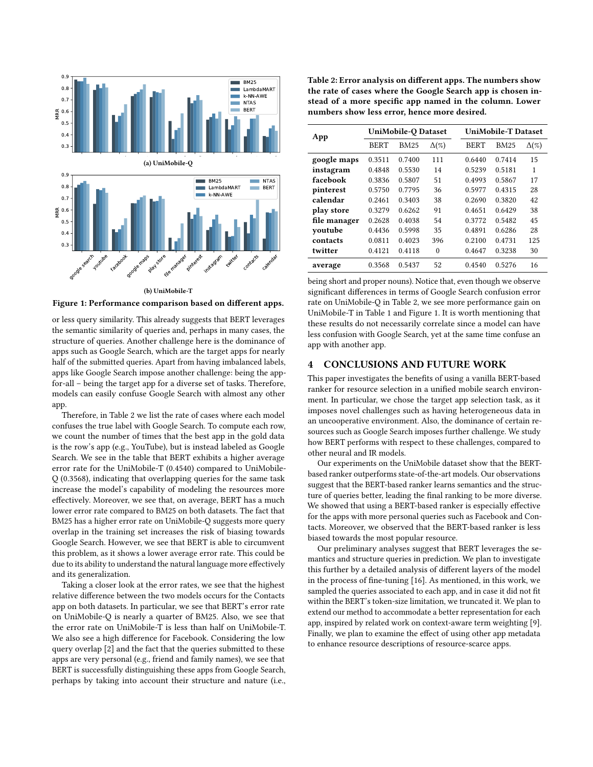(a) UniMobile-Q

(b) UniMobile-T

**Figure 1: Performance comparison based on different apps.**

or less query similarity. This already suggests that BERT leverages the semantic similarity of queries and, perhaps in many cases, the structure of queries. Another challenge here is the dominance of apps such as Google Search, which are the target apps for nearly half of the submitted queries. Apart from having imbalanced labels, apps like Google Search impose another challenge: being the app-for-all – being the target app for a diverse set of tasks. Therefore, models can easily confuse Google Search with almost any other app.

Therefore, in Table 2 we list the rate of cases where each model confuses the true label with Google Search. To compute each row, we count the number of times that the best app in the gold data is the row's app (e.g., YouTube), but is instead labeled as Google Search. We see in the table that BERT exhibits a higher average error rate for the UniMobile-T (0.4540) compared to UniMobile-Q (0.3568), indicating that overlapping queries for the same task increase the model's capability of modeling the resources more effectively. Moreover, we see that, on average, BERT has a much lower error rate compared to BM25 on both datasets. The fact that BM25 has a higher error rate on UniMobile-Q suggests more query overlap in the training set increases the risk of biasing towards Google Search. However, we see that BERT is able to circumvent this problem, as it shows a lower average error rate. This could be due to its ability to understand the natural language more effectively and its generalization.

Taking a closer look at the error rates, we see that the highest relative difference between the two models occurs for the Contacts app on both datasets. In particular, we see that BERT's error rate on UniMobile-Q is nearly a quarter of BM25. Also, we see that the error rate on UniMobile-T is less than half on UniMobile-T. We also see a high difference for Facebook. Considering the low query overlap [2] and the fact that the queries submitted to these apps are very personal (e.g., friend and family names), we see that BERT is successfully distinguishing these apps from Google Search, perhaps by taking into account their structure and nature (i.e.,

**Table 2: Error analysis on different apps. The numbers show the rate of cases where the Google Search app is chosen instead of a more specific app named in the column. Lower numbers show less error, hence more desired.**

| App | UniMobile-Q Dataset | | | UniMobile-T Dataset | | |
|---|---|---|---|---|---|---|
| | BERT | BM25 | Δ(%) | BERT | BM25 | Δ(%) |
| **google maps** | 0.3511 | 0.7400 | 111 | 0.6440 | 0.7414 | 15 |
| **instagram** | 0.4848 | 0.5530 | 14 | 0.5239 | 0.5181 | 1 |
| **facebook** | 0.3836 | 0.5807 | 51 | 0.4993 | 0.5867 | 17 |
| **pinterest** | 0.5750 | 0.7795 | 36 | 0.5977 | 0.4315 | 28 |
| **calendar** | 0.2461 | 0.3403 | 38 | 0.2690 | 0.3820 | 42 |
| **play store** | 0.3279 | 0.6262 | 91 | 0.4651 | 0.6429 | 38 |
| **file manager** | 0.2628 | 0.4038 | 54 | 0.3772 | 0.5482 | 45 |
| **youtube** | 0.4436 | 0.5998 | 35 | 0.4891 | 0.6286 | 28 |
| **contacts** | 0.0811 | 0.4023 | 396 | 0.2100 | 0.4731 | 125 |
| **twitter** | 0.4121 | 0.4118 | 0 | 0.4647 | 0.3238 | 30 |
| **average** | 0.3568 | 0.5437 | 52 | 0.4540 | 0.5276 | 16 |

being short and proper nouns). Notice that, even though we observe significant differences in terms of Google Search confusion error rate on UniMobile-Q in Table 2, we see more performance gain on UniMobile-T in Table 1 and Figure 1. It is worth mentioning that these results do not necessarily correlate since a model can have less confusion with Google Search, yet at the same time confuse an app with another app.

## 4 CONCLUSIONS AND FUTURE WORK

This paper investigates the benefits of using a vanilla BERT-based ranker for resource selection in a unified mobile search environment. In particular, we chose the target app selection task, as it imposes novel challenges such as having heterogeneous data in an uncooperative environment. Also, the dominance of certain resources such as Google Search imposes further challenge. We study how BERT performs with respect to these challenges, compared to other neural and IR models.

Our experiments on the UniMobile dataset show that the BERT-based ranker outperforms state-of-the-art models. Our observations suggest that the BERT-based ranker learns semantics and the structure of queries better, leading the final ranking to be more diverse. We showed that using a BERT-based ranker is especially effective for the apps with more personal queries such as Facebook and Contacts. Moreover, we observed that the BERT-based ranker is less biased towards the most popular resource.

Our preliminary analyses suggest that BERT leverages the semantics and structure queries in prediction. We plan to investigate this further by a detailed analysis of different layers of the model in the process of fine-tuning [16]. As mentioned, in this work, we sampled the queries associated to each app, and in case it did not fit within the BERT's token-size limitation, we truncated it. We plan to extend our method to accommodate a better representation for each app, inspired by related work on context-aware term weighting [9]. Finally, we plan to examine the effect of using other app metadata to enhance resource descriptions of resource-scarce apps.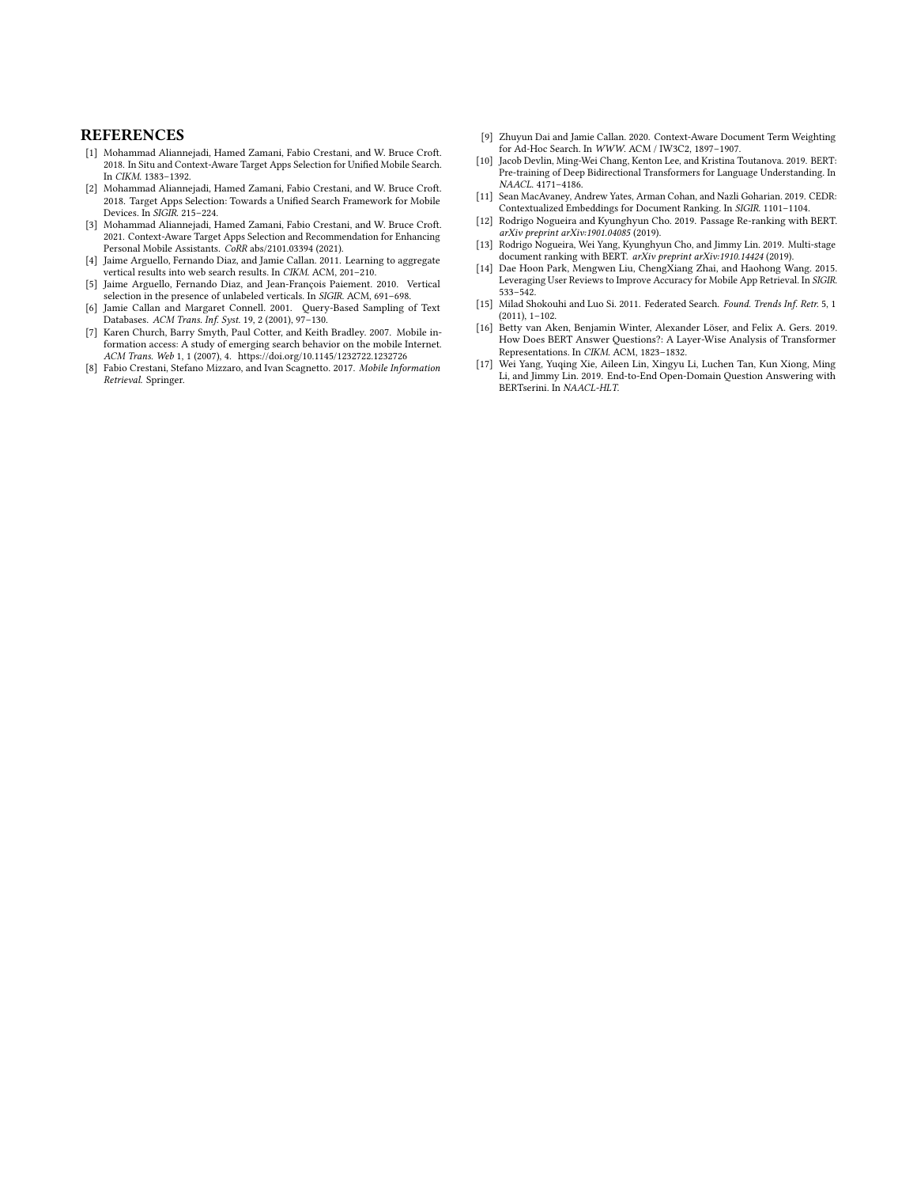## REFERENCES

- [1] Mohammad Aliannejadi, Hamed Zamani, Fabio Crestani, and W. Bruce Croft. 2018. In Situ and Context-Aware Target Apps Selection for Unified Mobile Search. In *CIKM*. 1383–1392.
- [2] Mohammad Aliannejadi, Hamed Zamani, Fabio Crestani, and W. Bruce Croft. 2018. Target Apps Selection: Towards a Unified Search Framework for Mobile Devices. In *SIGIR*. 215–224.
- [3] Mohammad Aliannejadi, Hamed Zamani, Fabio Crestani, and W. Bruce Croft. 2021. Context-Aware Target Apps Selection and Recommendation for Enhancing Personal Mobile Assistants. *CoRR* abs/2101.03394 (2021).
- [4] Jaime Arguello, Fernando Diaz, and Jamie Callan. 2011. Learning to aggregate vertical results into web search results. In *CIKM*. ACM, 201–210.
- [5] Jaime Arguello, Fernando Diaz, and Jean-François Paiement. 2010. Vertical selection in the presence of unlabeled verticals. In *SIGIR*. ACM, 691–698.
- [6] Jamie Callan and Margaret Connell. 2001. Query-Based Sampling of Text Databases. *ACM Trans. Inf. Syst.* 19, 2 (2001), 97–130.
- [7] Karen Church, Barry Smyth, Paul Cotter, and Keith Bradley. 2007. Mobile information access: A study of emerging search behavior on the mobile Internet. *ACM Trans. Web* 1, 1 (2007), 4. https://doi.org/10.1145/1232722.1232726
- [8] Fabio Crestani, Stefano Mizzaro, and Ivan Scagnetto. 2017. *Mobile Information Retrieval.* Springer.
- [9] Zhuyun Dai and Jamie Callan. 2020. Context-Aware Document Term Weighting for Ad-Hoc Search. In *WWW*. ACM / IW3C2, 1897–1907.
- [10] Jacob Devlin, Ming-Wei Chang, Kenton Lee, and Kristina Toutanova. 2019. BERT: Pre-training of Deep Bidirectional Transformers for Language Understanding. In *NAACL*. 4171–4186.
- [11] Sean MacAvaney, Andrew Yates, Arman Cohan, and Nazli Goharian. 2019. CEDR: Contextualized Embeddings for Document Ranking. In *SIGIR*. 1101–1104.
- [12] Rodrigo Nogueira and Kyunghyun Cho. 2019. Passage Re-ranking with BERT. *arXiv preprint arXiv:1901.04085* (2019).
- [13] Rodrigo Nogueira, Wei Yang, Kyunghyun Cho, and Jimmy Lin. 2019. Multi-stage document ranking with BERT. *arXiv preprint arXiv:1910.14424* (2019).
- [14] Dae Hoon Park, Mengwen Liu, ChengXiang Zhai, and Haohong Wang. 2015. Leveraging User Reviews to Improve Accuracy for Mobile App Retrieval. In *SIGIR*. 533–542.
- [15] Milad Shokouhi and Luo Si. 2011. Federated Search. *Found. Trends Inf. Retr.* 5, 1 (2011), 1–102.
- [16] Betty van Aken, Benjamin Winter, Alexander Löser, and Felix A. Gers. 2019. How Does BERT Answer Questions?: A Layer-Wise Analysis of Transformer Representations. In *CIKM*. ACM, 1823–1832.
- [17] Wei Yang, Yuqing Xie, Aileen Lin, Xingyu Li, Luchen Tan, Kun Xiong, Ming Li, and Jimmy Lin. 2019. End-to-End Open-Domain Question Answering with BERTserini. In *NAACL-HLT*.